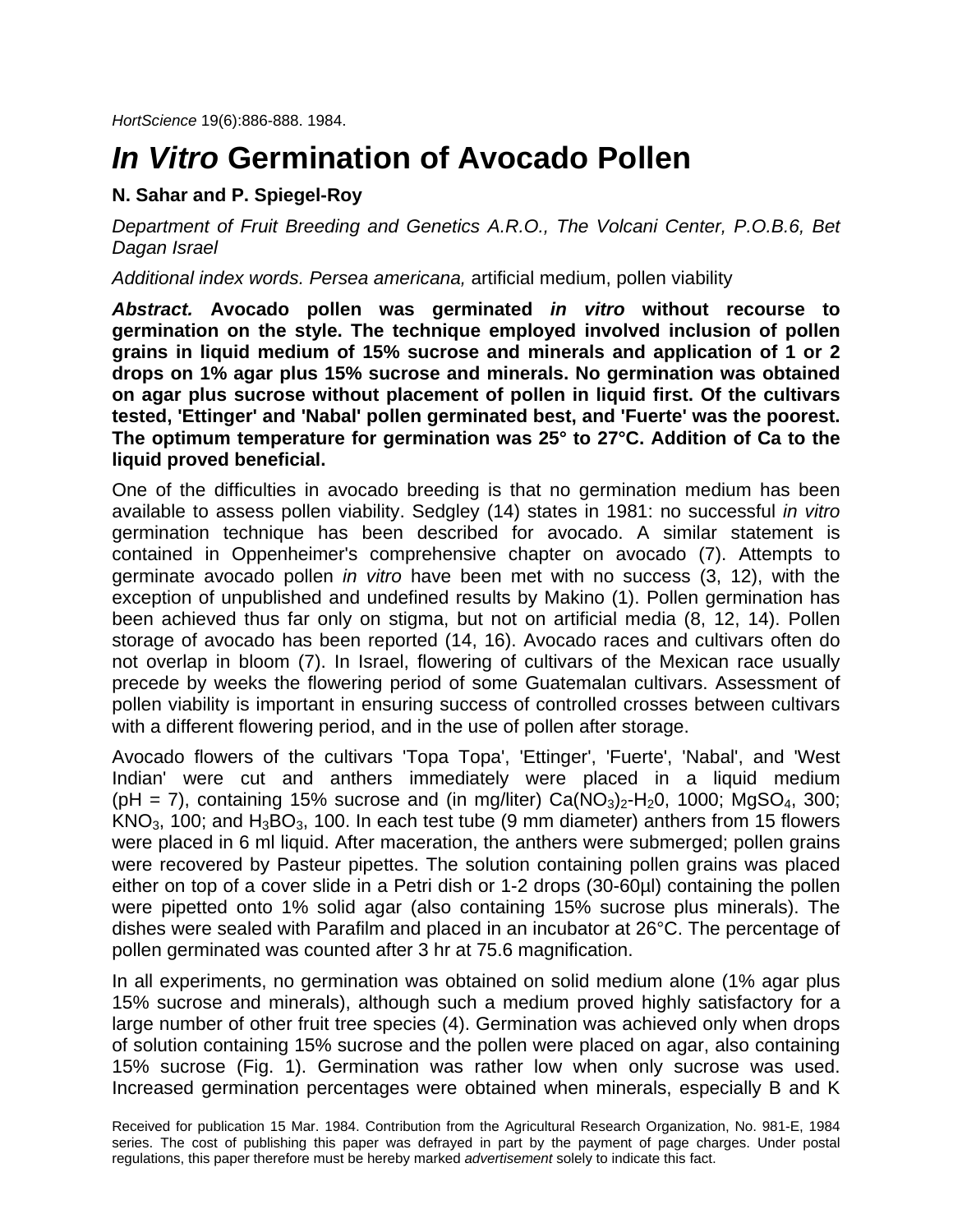*HortScience* 19(6):886-888. 1984.

# *In Vitro* Germination of Avocado Pollen

**N. Sahar and P. Spiegel-Roy**

*Department of Fruit Breeding and Genetics A.R.O., The Volcani Center, P.O.B.6, Bet Dagan Israel*

*Additional index words. Persea americana,* artificial medium, pollen viability

***Abstract.* Avocado pollen was germinated *in vitro* without recourse to germination on the style. The technique employed involved inclusion of pollen grains in liquid medium of 15% sucrose and minerals and application of 1 or 2 drops on 1% agar plus 15% sucrose and minerals. No germination was obtained on agar plus sucrose without placement of pollen in liquid first. Of the cultivars tested, 'Ettinger' and 'Nabal' pollen germinated best, and 'Fuerte' was the poorest. The optimum temperature for germination was 25° to 27°C. Addition of Ca to the liquid proved beneficial.**

One of the difficulties in avocado breeding is that no germination medium has been available to assess pollen viability. Sedgley (14) states in 1981: no successful *in vitro* germination technique has been described for avocado. A similar statement is contained in Oppenheimer's comprehensive chapter on avocado (7). Attempts to germinate avocado pollen *in vitro* have been met with no success (3, 12), with the exception of unpublished and undefined results by Makino (1). Pollen germination has been achieved thus far only on stigma, but not on artificial media (8, 12, 14). Pollen storage of avocado has been reported (14, 16). Avocado races and cultivars often do not overlap in bloom (7). In Israel, flowering of cultivars of the Mexican race usually precede by weeks the flowering period of some Guatemalan cultivars. Assessment of pollen viability is important in ensuring success of controlled crosses between cultivars with a different flowering period, and in the use of pollen after storage.

Avocado flowers of the cultivars 'Topa Topa', 'Ettinger', 'Fuerte', 'Nabal', and 'West Indian' were cut and anthers immediately were placed in a liquid medium (pH = 7), containing 15% sucrose and (in mg/liter) $Ca(NO_3)_2$-$H_20$, 1000; $MgSO_4$, 300; $KNO_3$, 100; and $H_3BO_3$, 100. In each test tube (9 mm diameter) anthers from 15 flowers were placed in 6 ml liquid. After maceration, the anthers were submerged; pollen grains were recovered by Pasteur pipettes. The solution containing pollen grains was placed either on top of a cover slide in a Petri dish or 1-2 drops (30-60µl) containing the pollen were pipetted onto 1% solid agar (also containing 15% sucrose plus minerals). The dishes were sealed with Parafilm and placed in an incubator at 26°C. The percentage of pollen germinated was counted after 3 hr at 75.6 magnification.

In all experiments, no germination was obtained on solid medium alone (1% agar plus 15% sucrose and minerals), although such a medium proved highly satisfactory for a large number of other fruit tree species (4). Germination was achieved only when drops of solution containing 15% sucrose and the pollen were placed on agar, also containing 15% sucrose (Fig. 1). Germination was rather low when only sucrose was used. Increased germination percentages were obtained when minerals, especially B and K

Received for publication 15 Mar. 1984. Contribution from the Agricultural Research Organization, No. 981-E, 1984 series. The cost of publishing this paper was defrayed in part by the payment of page charges. Under postal regulations, this paper therefore must be hereby marked *advertisement* solely to indicate this fact.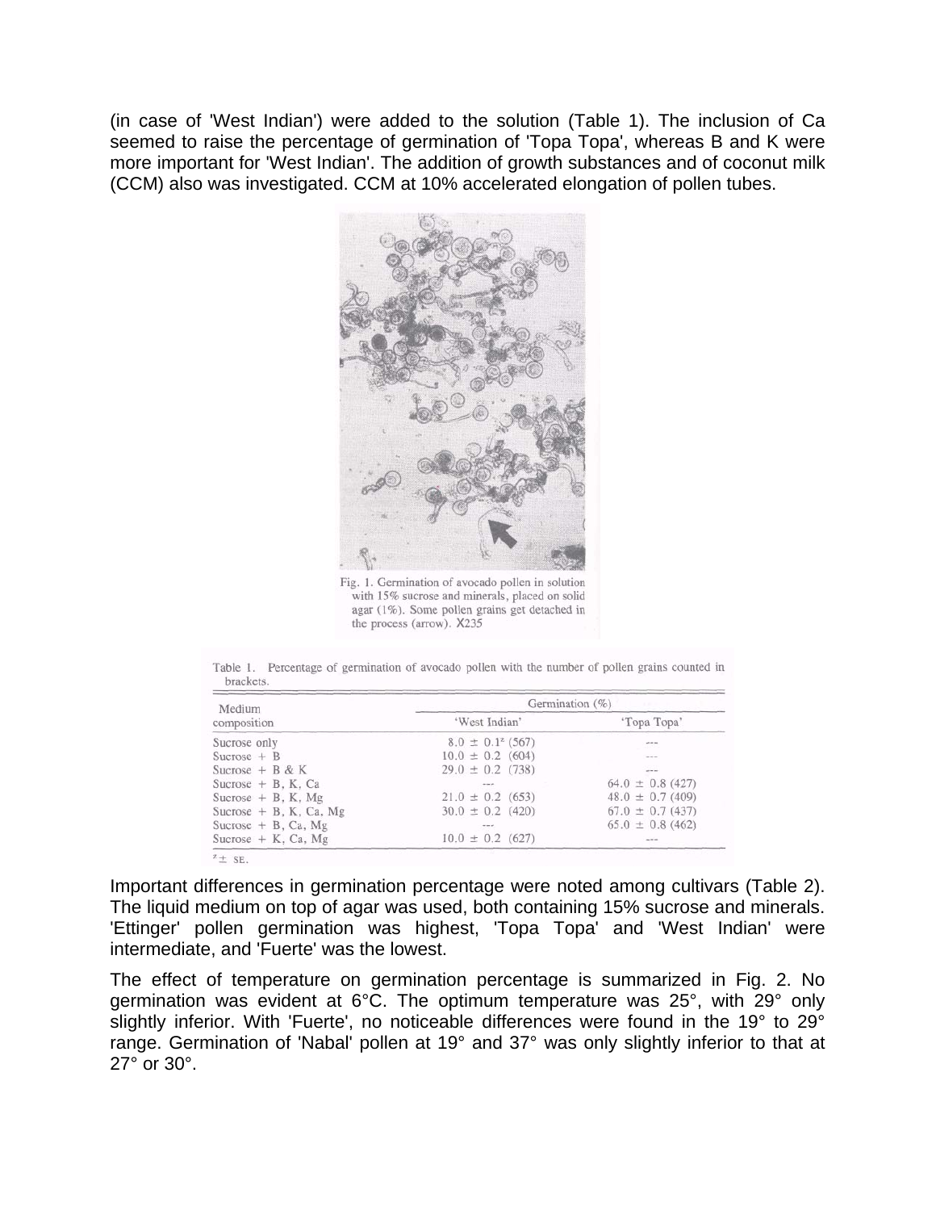(in case of 'West Indian') were added to the solution (Table 1). The inclusion of Ca seemed to raise the percentage of germination of 'Topa Topa', whereas B and K were more important for 'West Indian'. The addition of growth substances and of coconut milk (CCM) also was investigated. CCM at 10% accelerated elongation of pollen tubes.

Fig. 1. Germination of avocado pollen in solution with 15% sucrose and minerals, placed on solid agar (1%). Some pollen grains get detached in the process (arrow). X235

Table 1. Percentage of germination of avocado pollen with the number of pollen grains counted in brackets.

| Medium composition | Germination (%) | |
|---|---|---|
| | 'West Indian' | 'Topa Topa' |
| Sucrose only | 8.0 ± 0.1[z] (567) | --- |
| Sucrose + B | 10.0 ± 0.2 (604) | --- |
| Sucrose + B & K | 29.0 ± 0.2 (738) | --- |
| Sucrose + B, K, Ca | --- | 64.0 ± 0.8 (427) |
| Sucrose + B, K, Mg | 21.0 ± 0.2 (653) | 48.0 ± 0.7 (409) |
| Sucrose + B, K, Ca, Mg | 30.0 ± 0.2 (420) | 67.0 ± 0.7 (437) |
| Sucrose + B, Ca, Mg | --- | 65.0 ± 0.8 (462) |
| Sucrose + K, Ca, Mg | 10.0 ± 0.2 (627) | --- |

[z] ± SE.

Important differences in germination percentage were noted among cultivars (Table 2). The liquid medium on top of agar was used, both containing 15% sucrose and minerals. 'Ettinger' pollen germination was highest, 'Topa Topa' and 'West Indian' were intermediate, and 'Fuerte' was the lowest.

The effect of temperature on germination percentage is summarized in Fig. 2. No germination was evident at 6°C. The optimum temperature was 25°, with 29° only slightly inferior. With 'Fuerte', no noticeable differences were found in the 19° to 29° range. Germination of 'Nabal' pollen at 19° and 37° was only slightly inferior to that at 27° or 30°.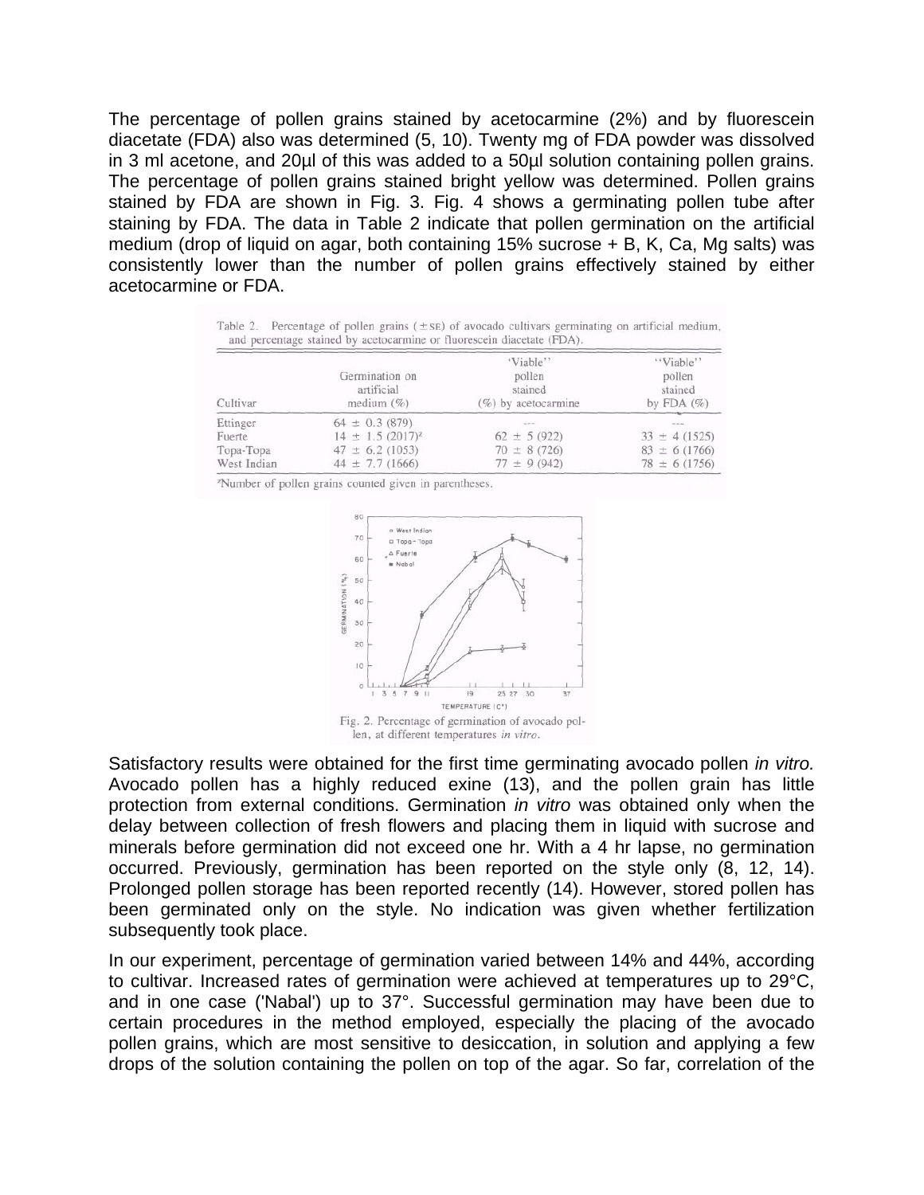The percentage of pollen grains stained by acetocarmine (2%) and by fluorescein diacetate (FDA) also was determined (5, 10). Twenty mg of FDA powder was dissolved in 3 ml acetone, and 20µl of this was added to a 50µl solution containing pollen grains. The percentage of pollen grains stained bright yellow was determined. Pollen grains stained by FDA are shown in Fig. 3. Fig. 4 shows a germinating pollen tube after staining by FDA. The data in Table 2 indicate that pollen germination on the artificial medium (drop of liquid on agar, both containing 15% sucrose + B, K, Ca, Mg salts) was consistently lower than the number of pollen grains effectively stained by either acetocarmine or FDA.

Table 2. Percentage of pollen grains (±SE) of avocado cultivars germinating on artificial medium, and percentage stained by acetocarmine or fluorescein diacetate (FDA).

| Cultivar | Germination on artificial medium (%) | 'Viable' pollen stained (%) by acetocarmine | "Viable" pollen stained by FDA (%) |
|---|---|---|---|
| Ettinger | 64 ± 0.3 (879) | --- | --- |
| Fuerte | 14 ± 1.5 (2017)[z] | 62 ± 5 (922) | 33 ± 4 (1525) |
| Topa-Topa | 47 ± 6.2 (1053) | 70 ± 8 (726) | 83 ± 6 (1766) |
| West Indian | 44 ± 7.7 (1666) | 77 ± 9 (942) | 78 ± 6 (1756) |

[z]Number of pollen grains counted given in parentheses.

Fig. 2. Percentage of germination of avocado pollen, at different temperatures *in vitro*.

Satisfactory results were obtained for the first time germinating avocado pollen *in vitro.* Avocado pollen has a highly reduced exine (13), and the pollen grain has little protection from external conditions. Germination *in vitro* was obtained only when the delay between collection of fresh flowers and placing them in liquid with sucrose and minerals before germination did not exceed one hr. With a 4 hr lapse, no germination occurred. Previously, germination has been reported on the style only (8, 12, 14). Prolonged pollen storage has been reported recently (14). However, stored pollen has been germinated only on the style. No indication was given whether fertilization subsequently took place.

In our experiment, percentage of germination varied between 14% and 44%, according to cultivar. Increased rates of germination were achieved at temperatures up to 29°C, and in one case ('Nabal') up to 37°. Successful germination may have been due to certain procedures in the method employed, especially the placing of the avocado pollen grains, which are most sensitive to desiccation, in solution and applying a few drops of the solution containing the pollen on top of the agar. So far, correlation of the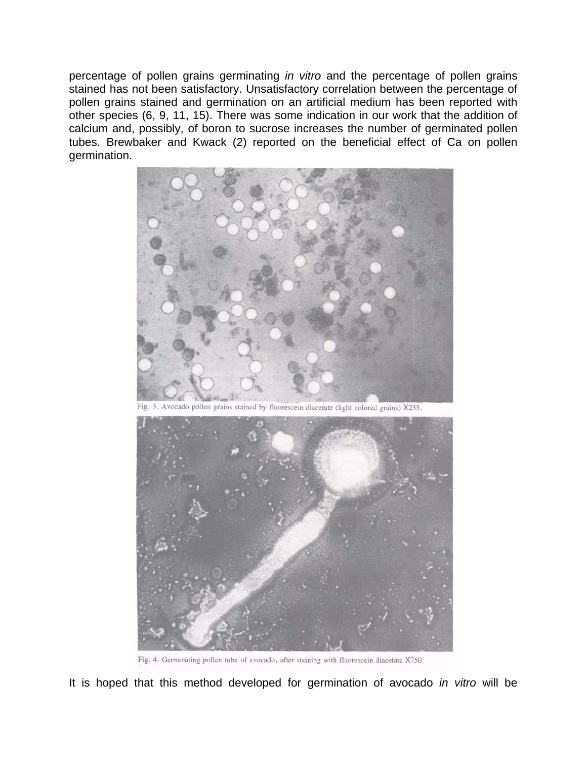percentage of pollen grains germinating *in vitro* and the percentage of pollen grains stained has not been satisfactory. Unsatisfactory correlation between the percentage of pollen grains stained and germination on an artificial medium has been reported with other species (6, 9, 11, 15). There was some indication in our work that the addition of calcium and, possibly, of boron to sucrose increases the number of germinated pollen tubes. Brewbaker and Kwack (2) reported on the beneficial effect of Ca on pollen germination.

Fig. 3. Avocado pollen grains stained by fluorescein diacetate (light colored grains) X235.

Fig. 4. Germinating pollen tube of avocado, after staining with fluorescein diacetate X750.

It is hoped that this method developed for germination of avocado *in vitro* will be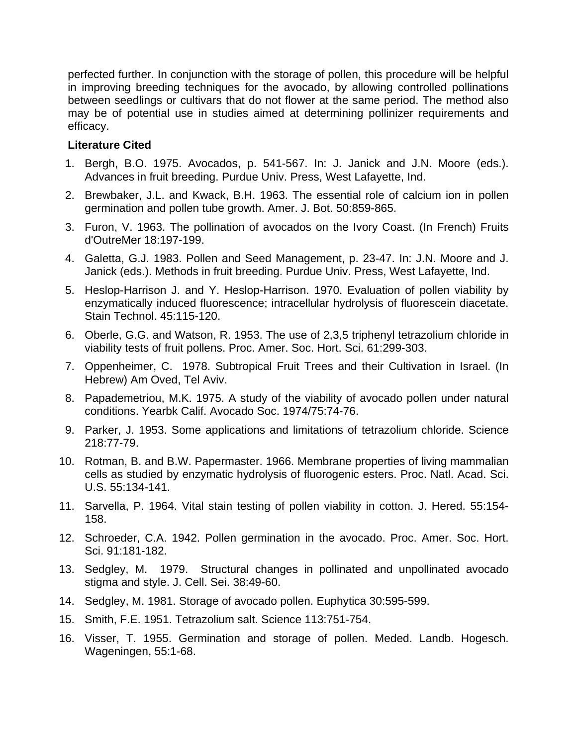perfected further. In conjunction with the storage of pollen, this procedure will be helpful in improving breeding techniques for the avocado, by allowing controlled pollinations between seedlings or cultivars that do not flower at the same period. The method also may be of potential use in studies aimed at determining pollinizer requirements and efficacy.

**Literature Cited**

1. Bergh, B.O. 1975. Avocados, p. 541-567. In: J. Janick and J.N. Moore (eds.). Advances in fruit breeding. Purdue Univ. Press, West Lafayette, Ind.
2. Brewbaker, J.L. and Kwack, B.H. 1963. The essential role of calcium ion in pollen germination and pollen tube growth. Amer. J. Bot. 50:859-865.
3. Furon, V. 1963. The pollination of avocados on the Ivory Coast. (In French) Fruits d'OutreMer 18:197-199.
4. Galetta, G.J. 1983. Pollen and Seed Management, p. 23-47. In: J.N. Moore and J. Janick (eds.). Methods in fruit breeding. Purdue Univ. Press, West Lafayette, Ind.
5. Heslop-Harrison J. and Y. Heslop-Harrison. 1970. Evaluation of pollen viability by enzymatically induced fluorescence; intracellular hydrolysis of fluorescein diacetate. Stain Technol. 45:115-120.
6. Oberle, G.G. and Watson, R. 1953. The use of 2,3,5 triphenyl tetrazolium chloride in viability tests of fruit pollens. Proc. Amer. Soc. Hort. Sci. 61:299-303.
7. Oppenheimer, C. 1978. Subtropical Fruit Trees and their Cultivation in Israel. (In Hebrew) Am Oved, Tel Aviv.
8. Papademetriou, M.K. 1975. A study of the viability of avocado pollen under natural conditions. Yearbk Calif. Avocado Soc. 1974/75:74-76.
9. Parker, J. 1953. Some applications and limitations of tetrazolium chloride. Science 218:77-79.
10. Rotman, B. and B.W. Papermaster. 1966. Membrane properties of living mammalian cells as studied by enzymatic hydrolysis of fluorogenic esters. Proc. Natl. Acad. Sci. U.S. 55:134-141.
11. Sarvella, P. 1964. Vital stain testing of pollen viability in cotton. J. Hered. 55:154-158.
12. Schroeder, C.A. 1942. Pollen germination in the avocado. Proc. Amer. Soc. Hort. Sci. 91:181-182.
13. Sedgley, M. 1979. Structural changes in pollinated and unpollinated avocado stigma and style. J. Cell. Sei. 38:49-60.
14. Sedgley, M. 1981. Storage of avocado pollen. Euphytica 30:595-599.
15. Smith, F.E. 1951. Tetrazolium salt. Science 113:751-754.
16. Visser, T. 1955. Germination and storage of pollen. Meded. Landb. Hogesch. Wageningen, 55:1-68.